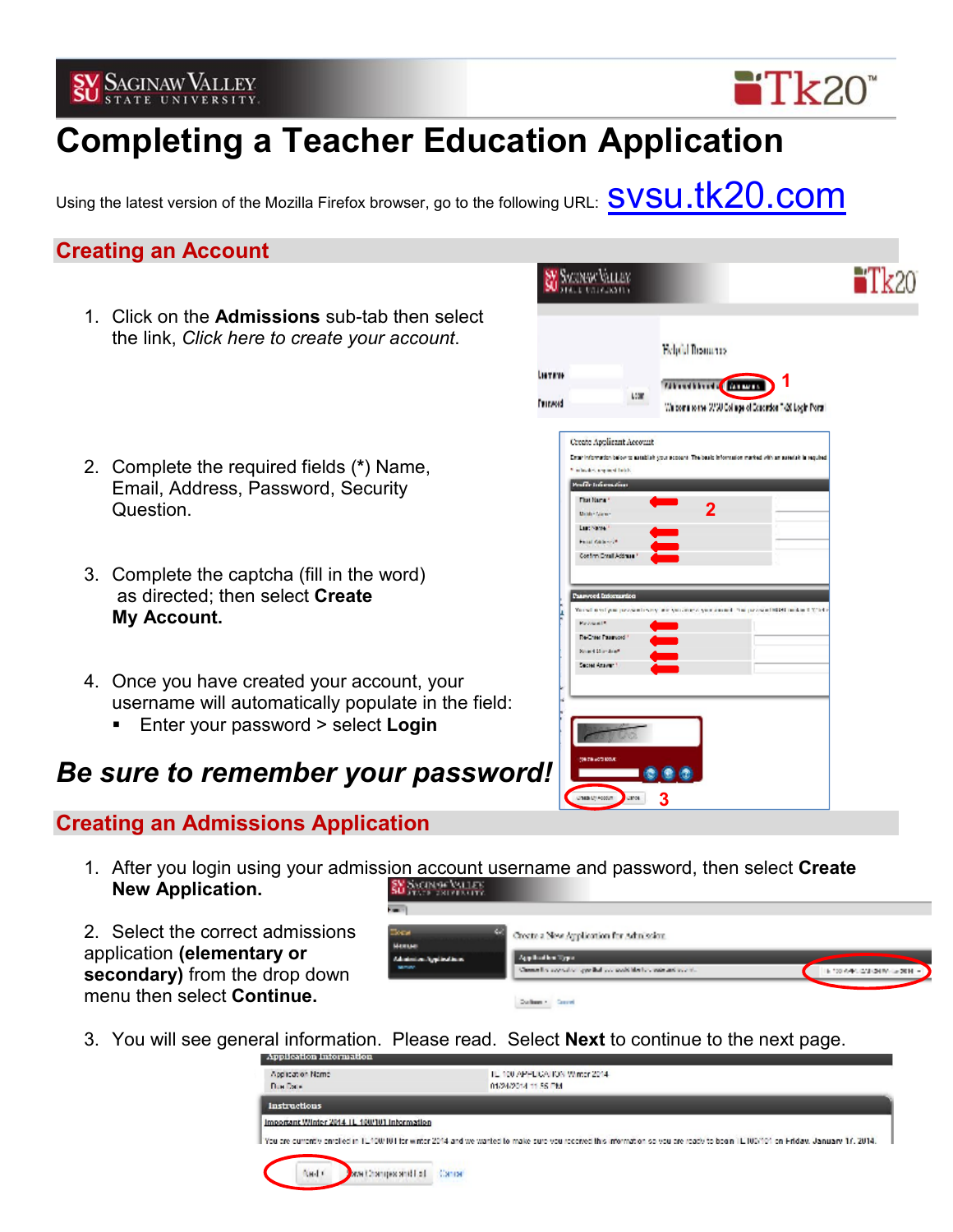# Completing a Teacher Education Application

Using the latest version of the Mozilla Firefox browser, go to the following URL: svsu.tk20.com

## Creating an Account

1. Click on the **Admissions** sub-tab then select the link, *Click here to create your account*.
2. Complete the required fields (*) Name, Email, Address, Password, Security Question.
3. Complete the captcha (fill in the word) as directed; then select **Create My Account.**
4. Once you have created your account, your username will automatically populate in the field:
   - Enter your password > select **Login**

***Be sure to remember your password!***

## Creating an Admissions Application

1. After you login using your admission account username and password, then select **Create New Application.**
2. Select the correct admissions application **(elementary or secondary)** from the drop down menu then select **Continue.**
3. You will see general information. Please read. Select **Next** to continue to the next page.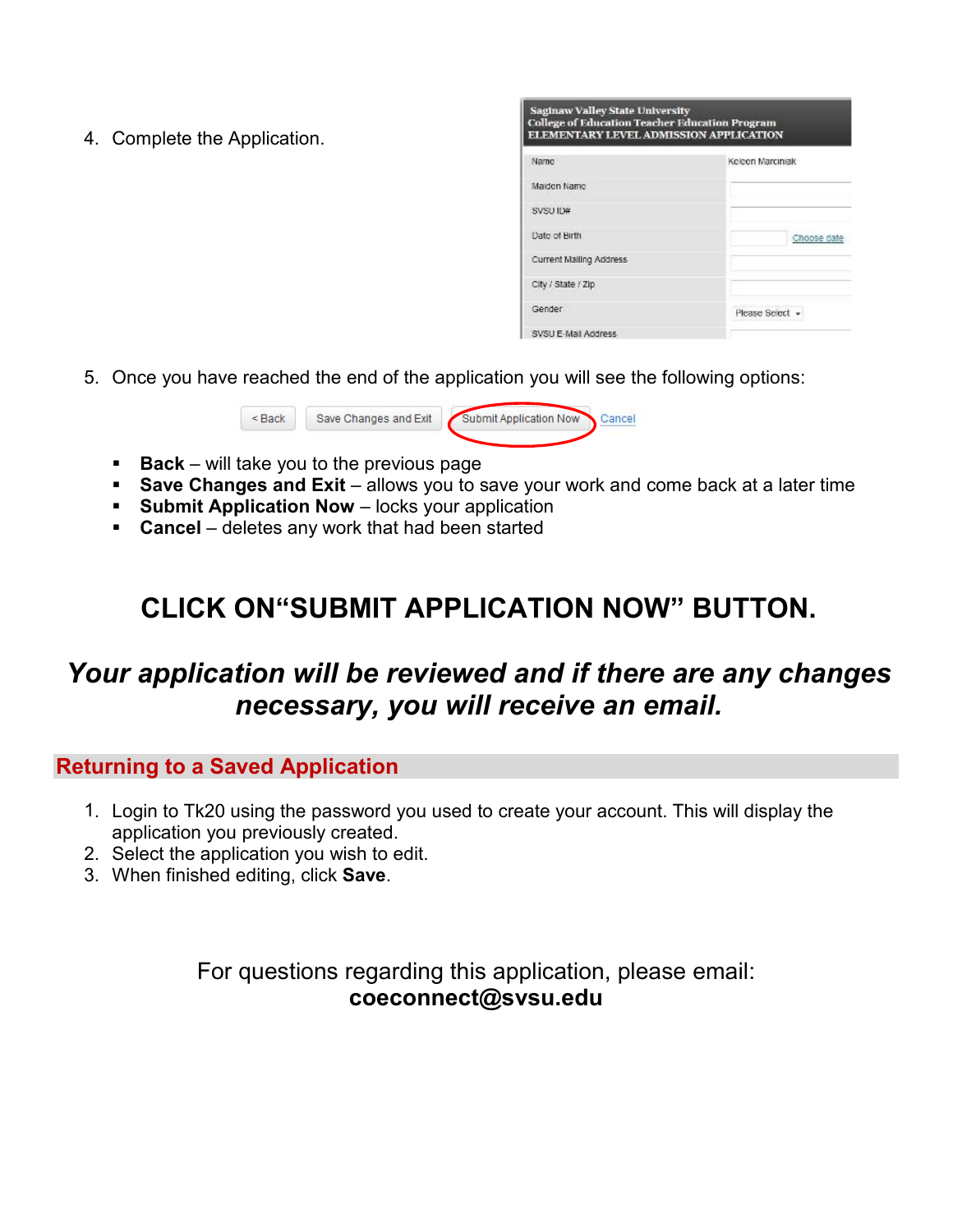4. Complete the Application.

5. Once you have reached the end of the application you will see the following options:

- **Back** – will take you to the previous page
- **Save Changes and Exit** – allows you to save your work and come back at a later time
- **Submit Application Now** – locks your application
- **Cancel** – deletes any work that had been started

## CLICK ON"SUBMIT APPLICATION NOW" BUTTON.

***Your application will be reviewed and if there are any changes necessary, you will receive an email.***

## Returning to a Saved Application

1. Login to Tk20 using the password you used to create your account. This will display the application you previously created.
2. Select the application you wish to edit.
3. When finished editing, click **Save**.

For questions regarding this application, please email:
**coeconnect@svsu.edu**